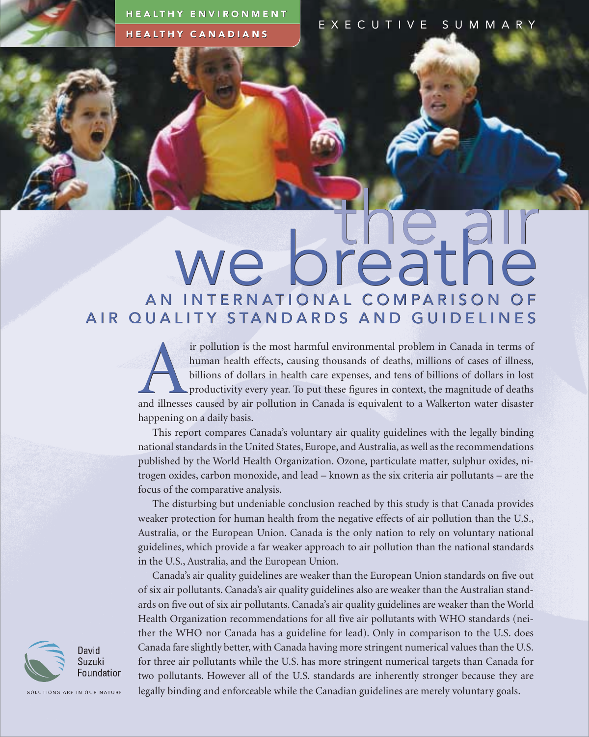HEALTHY ENVIRONMENT

HEALTHY CANADIANS

EXECUTIVE SUMMARY

# the air we breathe

## AN INTERNATIONAL COMPARISON OF AIR QUALITY STANDARDS AND GUIDELINES

Air pollution is the most harmful environmental problem in Canada in terms of human health effects, causing thousands of deaths, millions of cases of illness, billions of dollars in health care expenses, and tens of billions of dollars in lost productivity every year. To put these figures in context, the magnitude of deaths and illnesses caused by air pollution in Canada is equivalent to a Walkerton water disaster happening on a daily basis.

This report compares Canada's voluntary air quality guidelines with the legally binding national standards in the United States, Europe, and Australia, as well as the recommendations published by the World Health Organization. Ozone, particulate matter, sulphur oxides, nitrogen oxides, carbon monoxide, and lead – known as the six criteria air pollutants – are the focus of the comparative analysis.

The disturbing but undeniable conclusion reached by this study is that Canada provides weaker protection for human health from the negative effects of air pollution than the U.S., Australia, or the European Union. Canada is the only nation to rely on voluntary national guidelines, which provide a far weaker approach to air pollution than the national standards in the U.S., Australia, and the European Union.

Canada's air quality guidelines are weaker than the European Union standards on five out of six air pollutants. Canada's air quality guidelines also are weaker than the Australian standards on five out of six air pollutants. Canada's air quality guidelines are weaker than the World Health Organization recommendations for all five air pollutants with WHO standards (neither the WHO nor Canada has a guideline for lead). Only in comparison to the U.S. does Canada fare slightly better, with Canada having more stringent numerical values than the U.S. for three air pollutants while the U.S. has more stringent numerical targets than Canada for two pollutants. However all of the U.S. standards are inherently stronger because they are legally binding and enforceable while the Canadian guidelines are merely voluntary goals.

David Suzuki Foundation

SOLUTIONS ARE IN OUR NATURE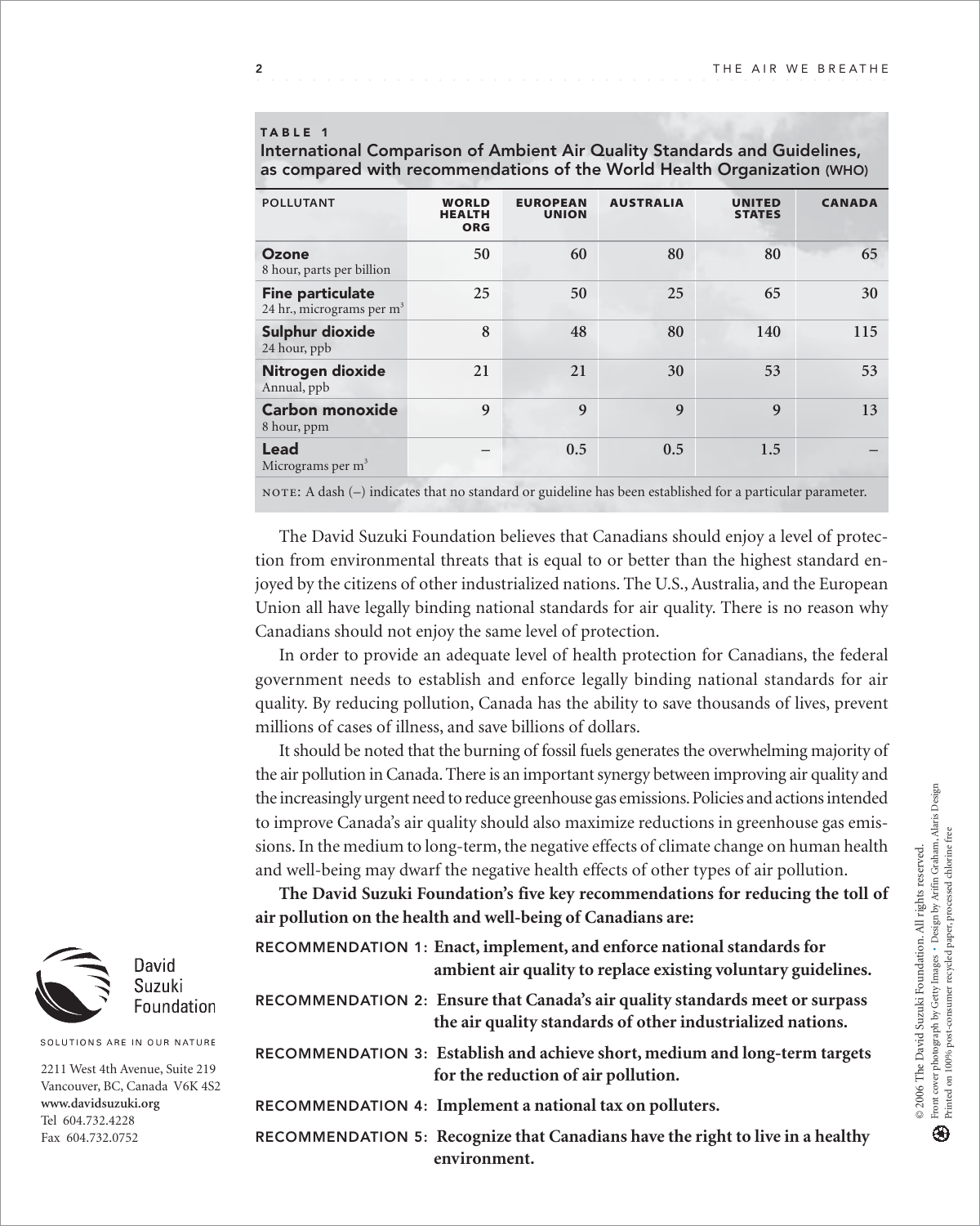**TABLE 1**

**International Comparison of Ambient Air Quality Standards and Guidelines, as compared with recommendations of the World Health Organization (WHO)**

| POLLUTANT | WORLD HEALTH ORG | EUROPEAN UNION | AUSTRALIA | UNITED STATES | CANADA |
|---|---|---|---|---|---|
| **Ozone** 8 hour, parts per billion | 50 | 60 | 80 | 80 | 65 |
| **Fine particulate** 24 hr., micrograms per $m^3$ | 25 | 50 | 25 | 65 | 30 |
| **Sulphur dioxide** 24 hour, ppb | 8 | 48 | 80 | 140 | 115 |
| **Nitrogen dioxide** Annual, ppb | 21 | 21 | 30 | 53 | 53 |
| **Carbon monoxide** 8 hour, ppm | 9 | 9 | 9 | 9 | 13 |
| **Lead** Micrograms per $m^3$ | – | 0.5 | 0.5 | 1.5 | – |

NOTE: A dash (–) indicates that no standard or guideline has been established for a particular parameter.

The David Suzuki Foundation believes that Canadians should enjoy a level of protection from environmental threats that is equal to or better than the highest standard enjoyed by the citizens of other industrialized nations. The U.S., Australia, and the European Union all have legally binding national standards for air quality. There is no reason why Canadians should not enjoy the same level of protection.

In order to provide an adequate level of health protection for Canadians, the federal government needs to establish and enforce legally binding national standards for air quality. By reducing pollution, Canada has the ability to save thousands of lives, prevent millions of cases of illness, and save billions of dollars.

It should be noted that the burning of fossil fuels generates the overwhelming majority of the air pollution in Canada. There is an important synergy between improving air quality and the increasingly urgent need to reduce greenhouse gas emissions. Policies and actions intended to improve Canada's air quality should also maximize reductions in greenhouse gas emissions. In the medium to long-term, the negative effects of climate change on human health and well-being may dwarf the negative health effects of other types of air pollution.

**The David Suzuki Foundation's five key recommendations for reducing the toll of air pollution on the health and well-being of Canadians are:**

RECOMMENDATION 1: **Enact, implement, and enforce national standards for ambient air quality to replace existing voluntary guidelines.**

RECOMMENDATION 2: **Ensure that Canada's air quality standards meet or surpass the air quality standards of other industrialized nations.**

RECOMMENDATION 3: **Establish and achieve short, medium and long-term targets for the reduction of air pollution.**

RECOMMENDATION 4: **Implement a national tax on polluters.**

RECOMMENDATION 5: **Recognize that Canadians have the right to live in a healthy environment.**

David Suzuki Foundation

SOLUTIONS ARE IN OUR NATURE

2211 West 4th Avenue, Suite 219
Vancouver, BC, Canada V6K 4S2
**www.davidsuzuki.org**
Tel 604.732.4228
Fax 604.732.0752

© 2006 The David Suzuki Foundation. All rights reserved.
Front cover photograph by Getty Images • Design by Arifin Graham, Alaris Design
Printed on 100% post-consumer recycled paper, processed chlorine free